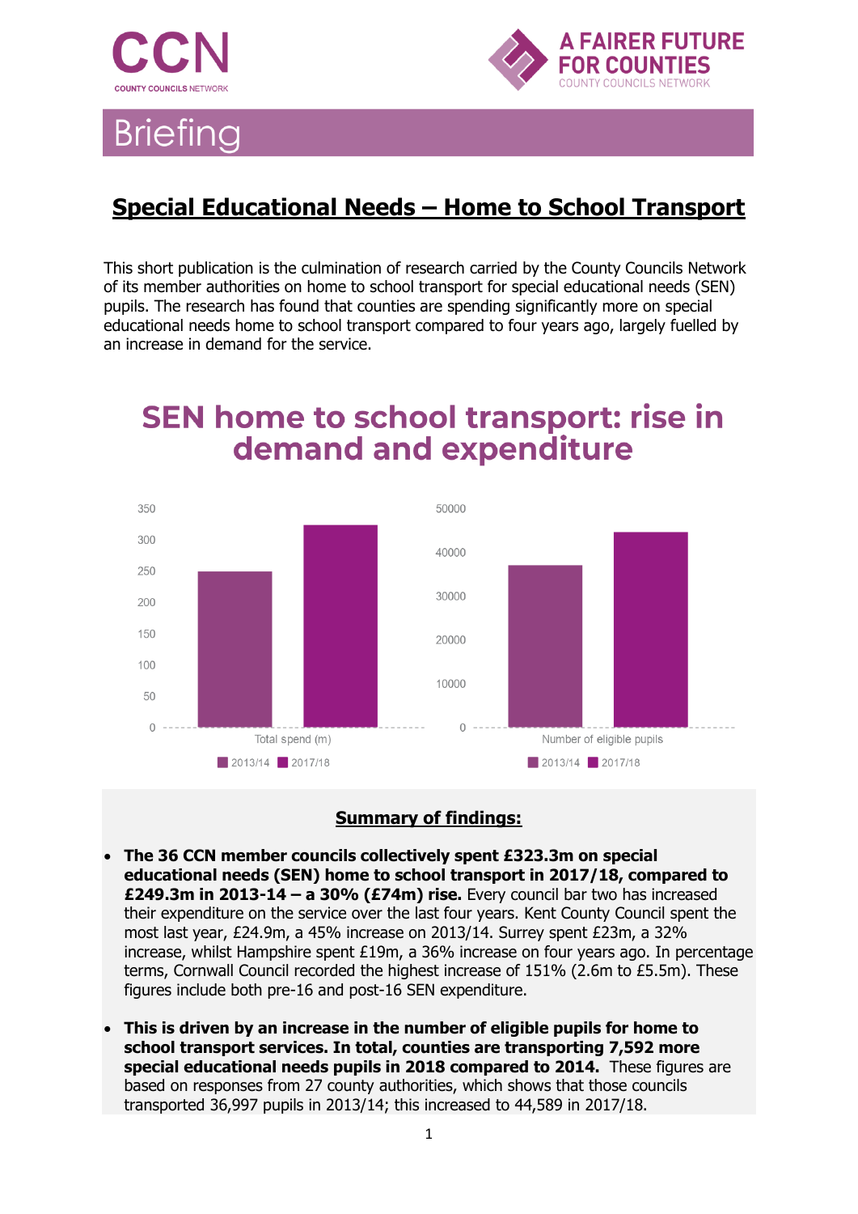CCN
COUNTY COUNCILS NETWORK

A FAIRER FUTURE FOR COUNTIES
COUNTY COUNCILS NETWORK

# Briefing

## Special Educational Needs – Home to School Transport

This short publication is the culmination of research carried by the County Councils Network of its member authorities on home to school transport for special educational needs (SEN) pupils. The research has found that counties are spending significantly more on special educational needs home to school transport compared to four years ago, largely fuelled by an increase in demand for the service.

## SEN home to school transport: rise in demand and expenditure

### Summary of findings:

- **The 36 CCN member councils collectively spent £323.3m on special educational needs (SEN) home to school transport in 2017/18, compared to £249.3m in 2013-14 – a 30% (£74m) rise.** Every council bar two has increased their expenditure on the service over the last four years. Kent County Council spent the most last year, £24.9m, a 45% increase on 2013/14. Surrey spent £23m, a 32% increase, whilst Hampshire spent £19m, a 36% increase on four years ago. In percentage terms, Cornwall Council recorded the highest increase of 151% (2.6m to £5.5m). These figures include both pre-16 and post-16 SEN expenditure.

- **This is driven by an increase in the number of eligible pupils for home to school transport services. In total, counties are transporting 7,592 more special educational needs pupils in 2018 compared to 2014.** These figures are based on responses from 27 county authorities, which shows that those councils transported 36,997 pupils in 2013/14; this increased to 44,589 in 2017/18.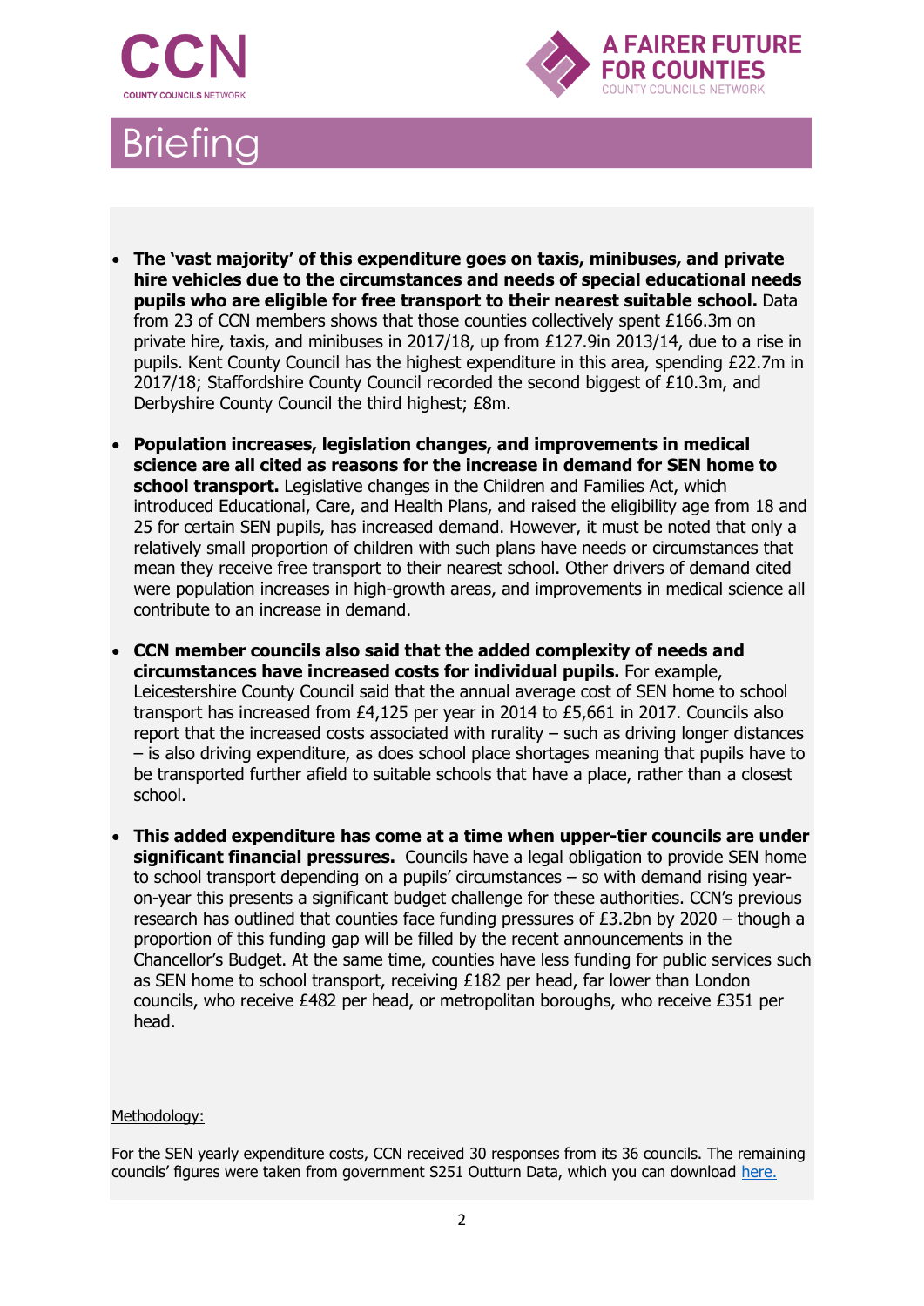# Briefing

- **The 'vast majority' of this expenditure goes on taxis, minibuses, and private hire vehicles due to the circumstances and needs of special educational needs pupils who are eligible for free transport to their nearest suitable school.** Data from 23 of CCN members shows that those counties collectively spent £166.3m on private hire, taxis, and minibuses in 2017/18, up from £127.9in 2013/14, due to a rise in pupils. Kent County Council has the highest expenditure in this area, spending £22.7m in 2017/18; Staffordshire County Council recorded the second biggest of £10.3m, and Derbyshire County Council the third highest; £8m.

- **Population increases, legislation changes, and improvements in medical science are all cited as reasons for the increase in demand for SEN home to school transport.** Legislative changes in the Children and Families Act, which introduced Educational, Care, and Health Plans, and raised the eligibility age from 18 and 25 for certain SEN pupils, has increased demand. However, it must be noted that only a relatively small proportion of children with such plans have needs or circumstances that mean they receive free transport to their nearest school. Other drivers of demand cited were population increases in high-growth areas, and improvements in medical science all contribute to an increase in demand.

- **CCN member councils also said that the added complexity of needs and circumstances have increased costs for individual pupils.** For example, Leicestershire County Council said that the annual average cost of SEN home to school transport has increased from £4,125 per year in 2014 to £5,661 in 2017. Councils also report that the increased costs associated with rurality – such as driving longer distances – is also driving expenditure, as does school place shortages meaning that pupils have to be transported further afield to suitable schools that have a place, rather than a closest school.

- **This added expenditure has come at a time when upper-tier councils are under significant financial pressures.** Councils have a legal obligation to provide SEN home to school transport depending on a pupils' circumstances – so with demand rising year-on-year this presents a significant budget challenge for these authorities. CCN's previous research has outlined that counties face funding pressures of £3.2bn by 2020 – though a proportion of this funding gap will be filled by the recent announcements in the Chancellor's Budget. At the same time, counties have less funding for public services such as SEN home to school transport, receiving £182 per head, far lower than London councils, who receive £482 per head, or metropolitan boroughs, who receive £351 per head.

Methodology:

For the SEN yearly expenditure costs, CCN received 30 responses from its 36 councils. The remaining councils' figures were taken from government S251 Outturn Data, which you can download [here.](#)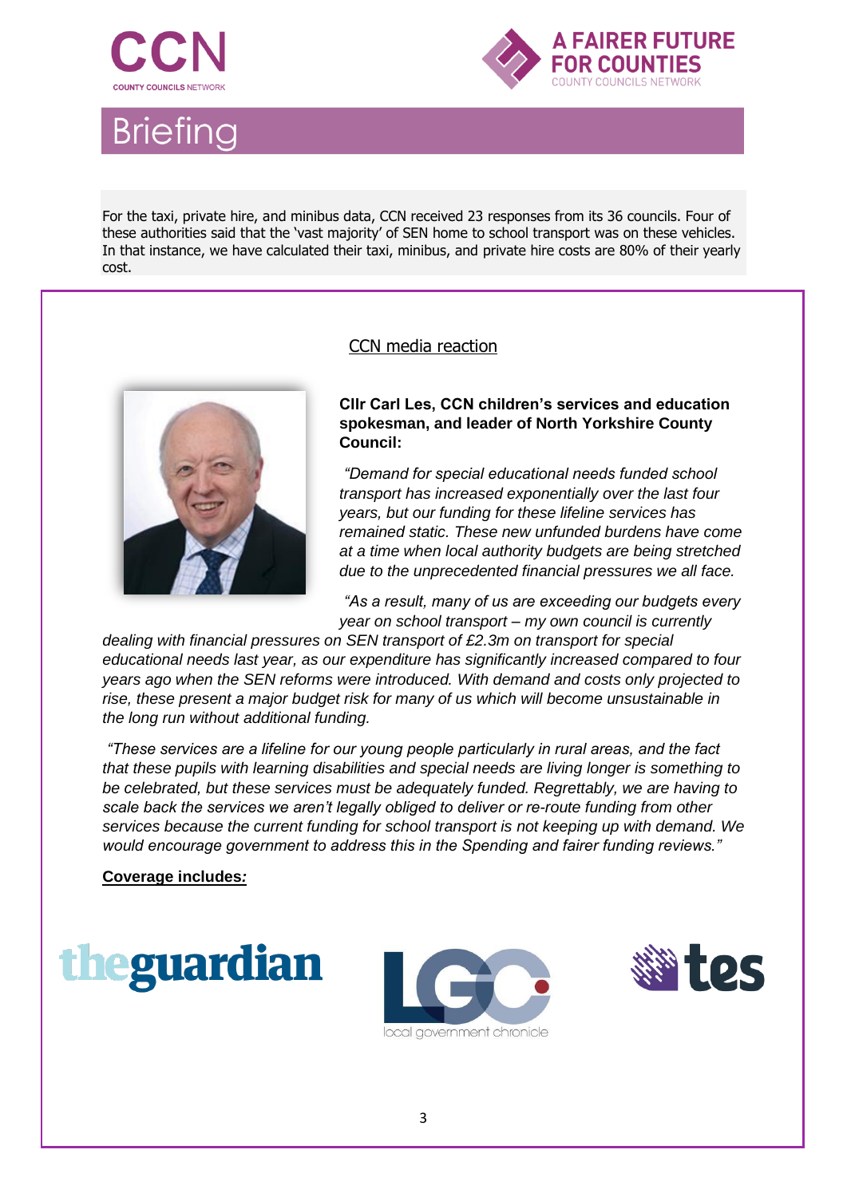For the taxi, private hire, and minibus data, CCN received 23 responses from its 36 councils. Four of these authorities said that the 'vast majority' of SEN home to school transport was on these vehicles. In that instance, we have calculated their taxi, minibus, and private hire costs are 80% of their yearly cost.

## CCN media reaction

**Cllr Carl Les, CCN children's services and education spokesman, and leader of North Yorkshire County Council:**

*"Demand for special educational needs funded school transport has increased exponentially over the last four years, but our funding for these lifeline services has remained static. These new unfunded burdens have come at a time when local authority budgets are being stretched due to the unprecedented financial pressures we all face.*

*"As a result, many of us are exceeding our budgets every year on school transport – my own council is currently dealing with financial pressures on SEN transport of £2.3m on transport for special educational needs last year, as our expenditure has significantly increased compared to four years ago when the SEN reforms were introduced. With demand and costs only projected to rise, these present a major budget risk for many of us which will become unsustainable in the long run without additional funding.*

*"These services are a lifeline for our young people particularly in rural areas, and the fact that these pupils with learning disabilities and special needs are living longer is something to be celebrated, but these services must be adequately funded. Regrettably, we are having to scale back the services we aren't legally obliged to deliver or re-route funding from other services because the current funding for school transport is not keeping up with demand. We would encourage government to address this in the Spending and fairer funding reviews."*

**Coverage includes:**

theguardian

LGC local government chronicle

tes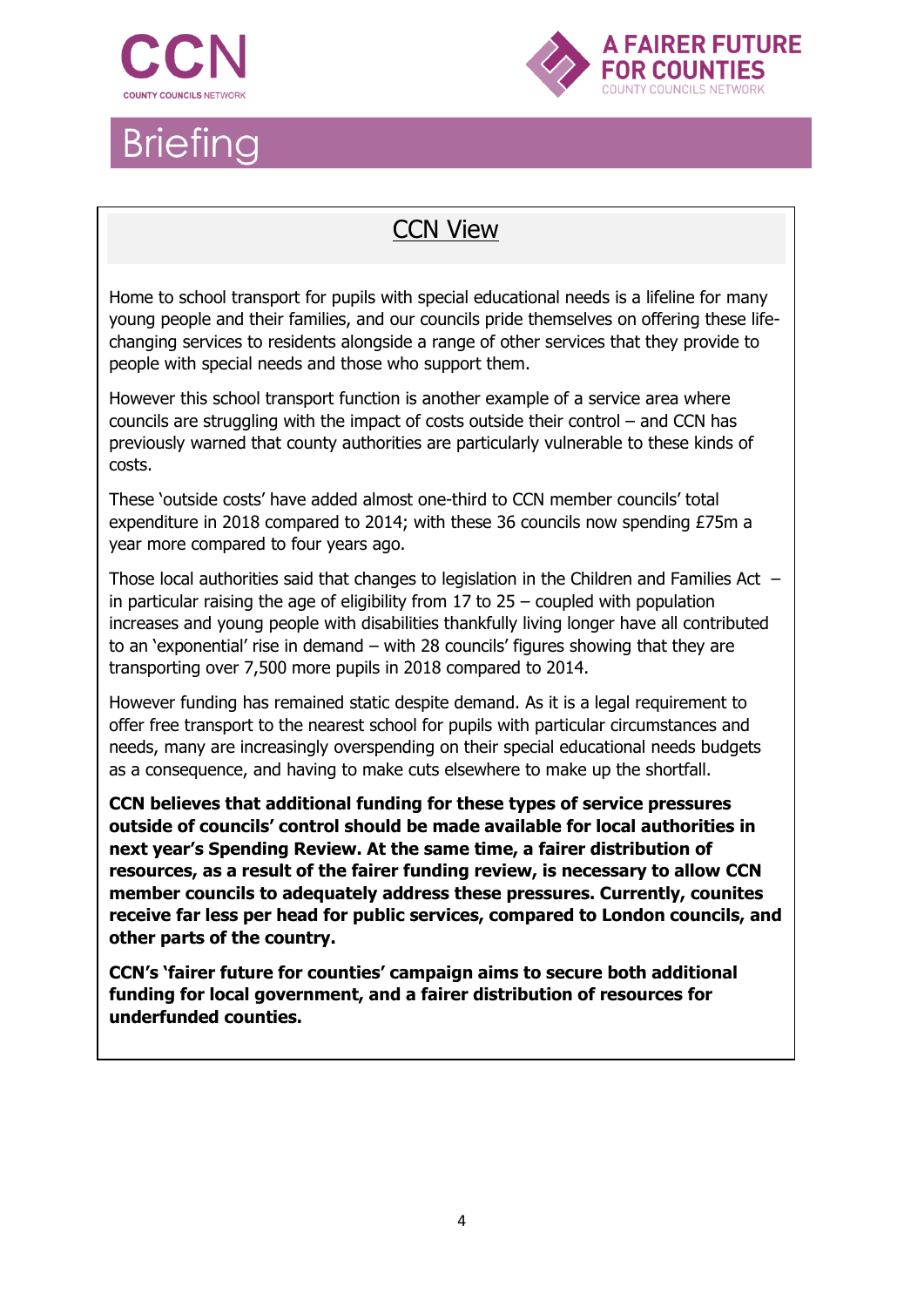# Briefing

## CCN View

Home to school transport for pupils with special educational needs is a lifeline for many young people and their families, and our councils pride themselves on offering these life-changing services to residents alongside a range of other services that they provide to people with special needs and those who support them.

However this school transport function is another example of a service area where councils are struggling with the impact of costs outside their control – and CCN has previously warned that county authorities are particularly vulnerable to these kinds of costs.

These 'outside costs' have added almost one-third to CCN member councils' total expenditure in 2018 compared to 2014; with these 36 councils now spending £75m a year more compared to four years ago.

Those local authorities said that changes to legislation in the Children and Families Act – in particular raising the age of eligibility from 17 to 25 – coupled with population increases and young people with disabilities thankfully living longer have all contributed to an 'exponential' rise in demand – with 28 councils' figures showing that they are transporting over 7,500 more pupils in 2018 compared to 2014.

However funding has remained static despite demand. As it is a legal requirement to offer free transport to the nearest school for pupils with particular circumstances and needs, many are increasingly overspending on their special educational needs budgets as a consequence, and having to make cuts elsewhere to make up the shortfall.

**CCN believes that additional funding for these types of service pressures outside of councils' control should be made available for local authorities in next year's Spending Review. At the same time, a fairer distribution of resources, as a result of the fairer funding review, is necessary to allow CCN member councils to adequately address these pressures. Currently, counites receive far less per head for public services, compared to London councils, and other parts of the country.**

**CCN's 'fairer future for counties' campaign aims to secure both additional funding for local government, and a fairer distribution of resources for underfunded counties.**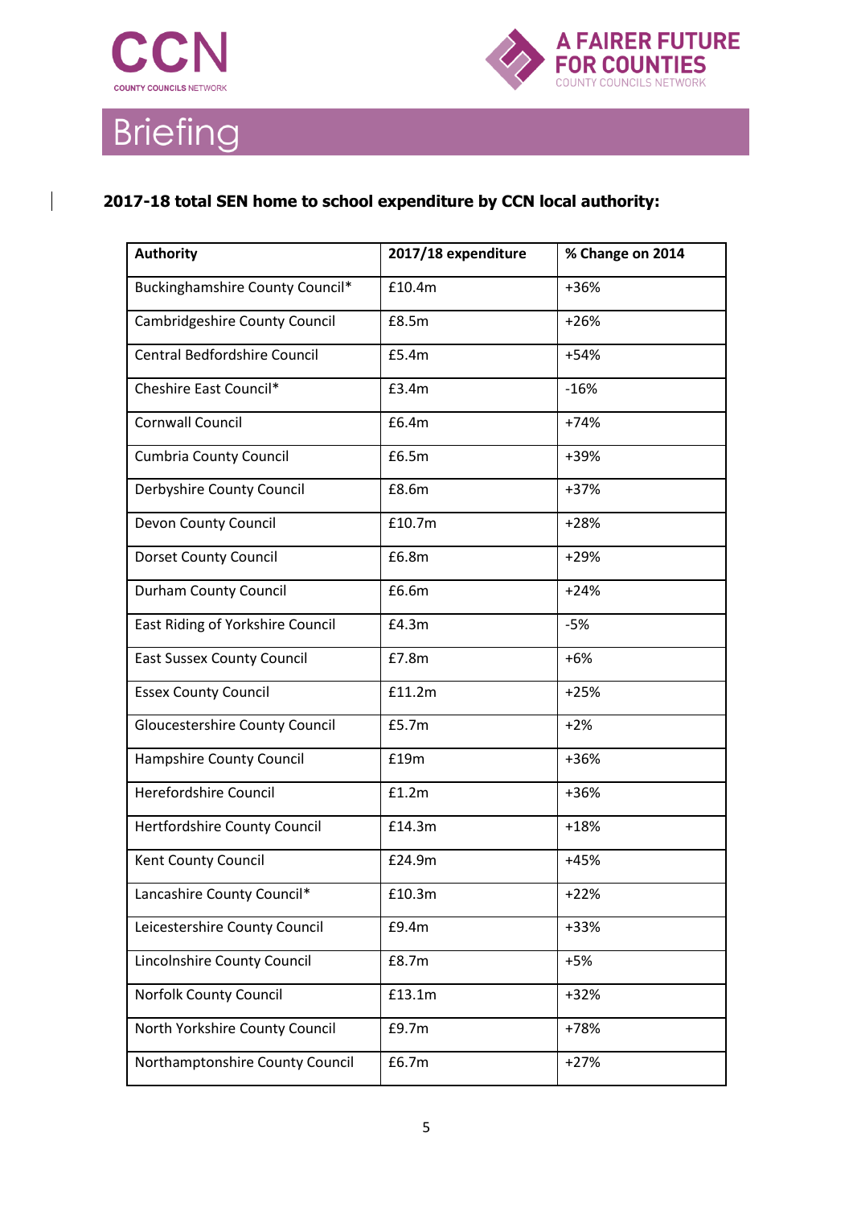## 2017-18 total SEN home to school expenditure by CCN local authority:

| Authority | 2017/18 expenditure | % Change on 2014 |
|---|---|---|
| Buckinghamshire County Council* | £10.4m | +36% |
| Cambridgeshire County Council | £8.5m | +26% |
| Central Bedfordshire Council | £5.4m | +54% |
| Cheshire East Council* | £3.4m | -16% |
| Cornwall Council | £6.4m | +74% |
| Cumbria County Council | £6.5m | +39% |
| Derbyshire County Council | £8.6m | +37% |
| Devon County Council | £10.7m | +28% |
| Dorset County Council | £6.8m | +29% |
| Durham County Council | £6.6m | +24% |
| East Riding of Yorkshire Council | £4.3m | -5% |
| East Sussex County Council | £7.8m | +6% |
| Essex County Council | £11.2m | +25% |
| Gloucestershire County Council | £5.7m | +2% |
| Hampshire County Council | £19m | +36% |
| Herefordshire Council | £1.2m | +36% |
| Hertfordshire County Council | £14.3m | +18% |
| Kent County Council | £24.9m | +45% |
| Lancashire County Council* | £10.3m | +22% |
| Leicestershire County Council | £9.4m | +33% |
| Lincolnshire County Council | £8.7m | +5% |
| Norfolk County Council | £13.1m | +32% |
| North Yorkshire County Council | £9.7m | +78% |
| Northamptonshire County Council | £6.7m | +27% |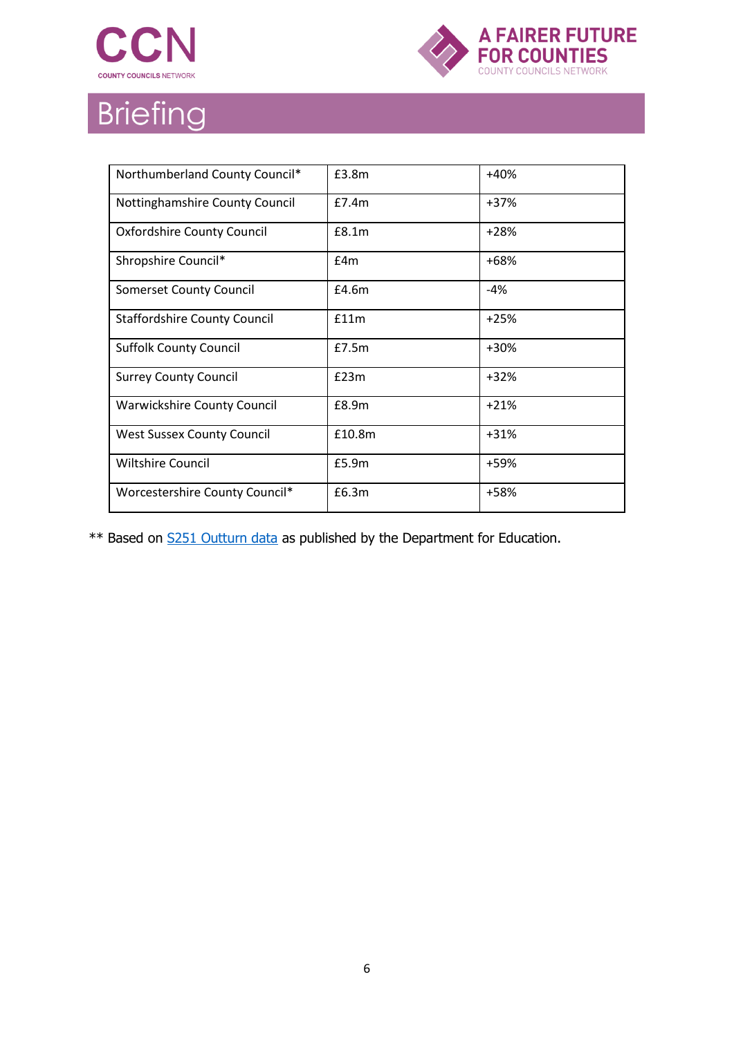| | | |
|---|---|---|
| Northumberland County Council* | £3.8m | +40% |
| Nottinghamshire County Council | £7.4m | +37% |
| Oxfordshire County Council | £8.1m | +28% |
| Shropshire Council* | £4m | +68% |
| Somerset County Council | £4.6m | -4% |
| Staffordshire County Council | £11m | +25% |
| Suffolk County Council | £7.5m | +30% |
| Surrey County Council | £23m | +32% |
| Warwickshire County Council | £8.9m | +21% |
| West Sussex County Council | £10.8m | +31% |
| Wiltshire Council | £5.9m | +59% |
| Worcestershire County Council* | £6.3m | +58% |

** Based on S251 Outturn data as published by the Department for Education.